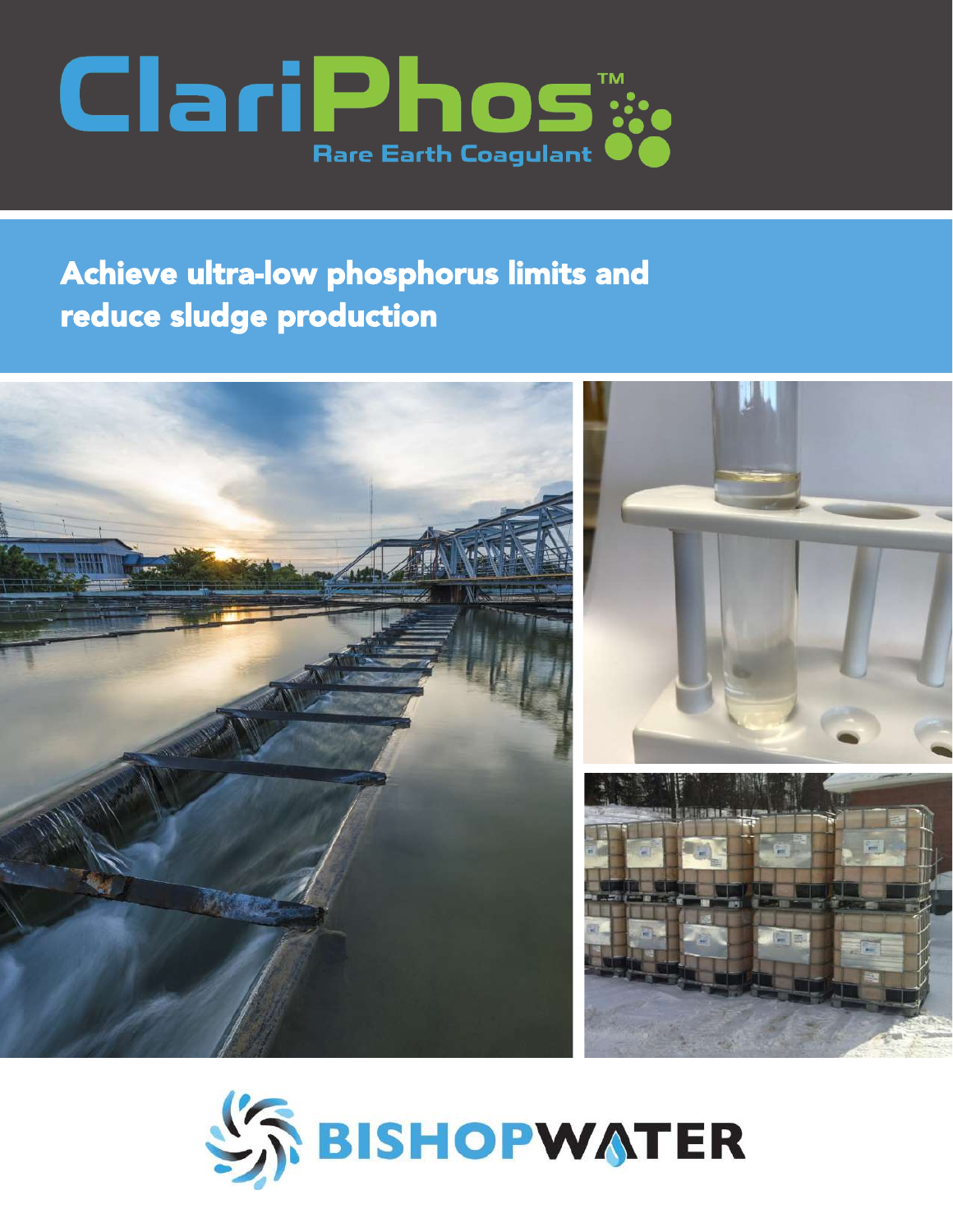# ClariPhos™

Rare Earth Coagulant

## Achieve ultra-low phosphorus limits and reduce sludge production

BISHOPWATER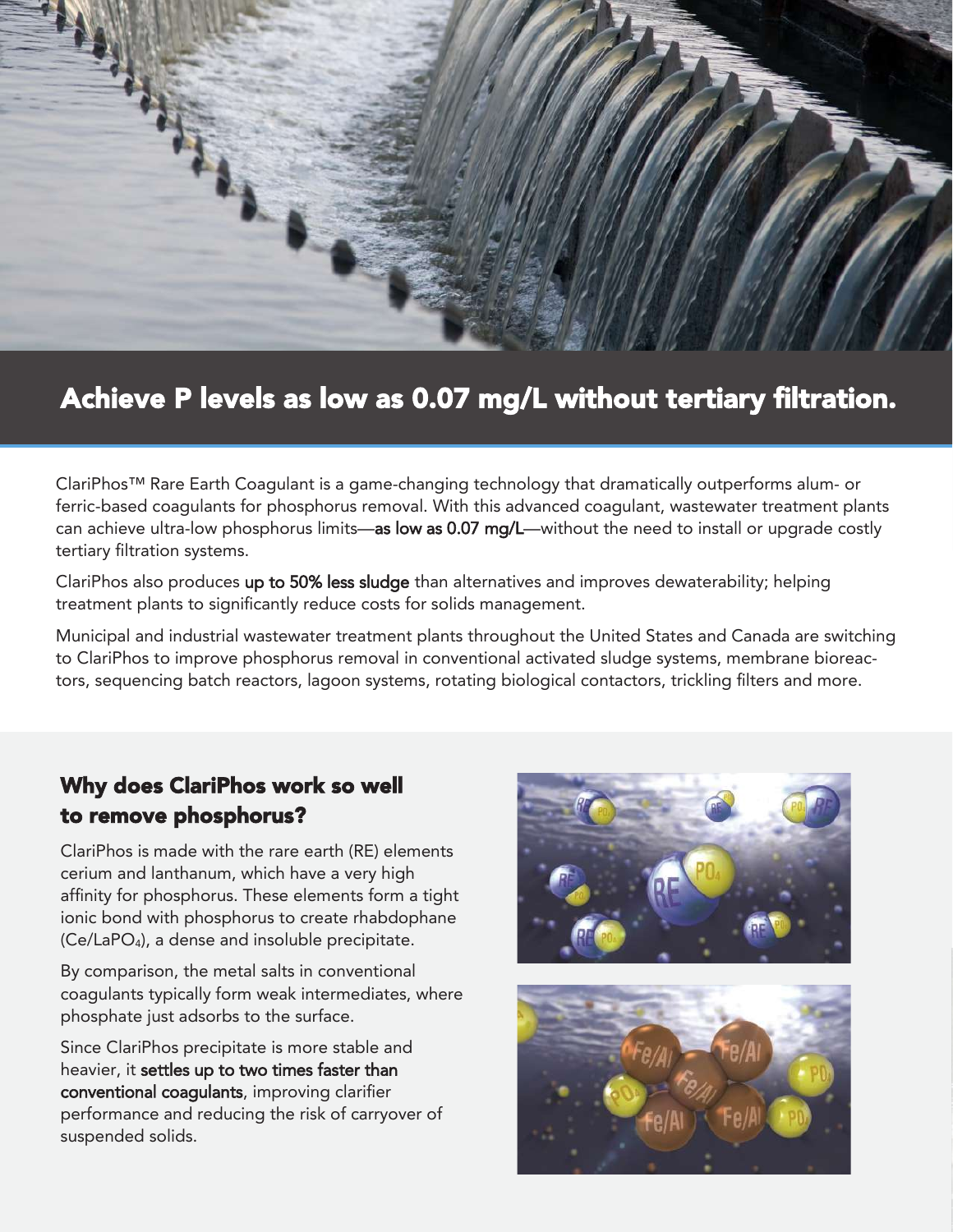## Achieve P levels as low as 0.07 mg/L without tertiary filtration.

ClariPhos™ Rare Earth Coagulant is a game-changing technology that dramatically outperforms alum- or ferric-based coagulants for phosphorus removal. With this advanced coagulant, wastewater treatment plants can achieve ultra-low phosphorus limits—**as low as 0.07 mg/L**—without the need to install or upgrade costly tertiary filtration systems.

ClariPhos also produces **up to 50% less sludge** than alternatives and improves dewaterability; helping treatment plants to significantly reduce costs for solids management.

Municipal and industrial wastewater treatment plants throughout the United States and Canada are switching to ClariPhos to improve phosphorus removal in conventional activated sludge systems, membrane bioreactors, sequencing batch reactors, lagoon systems, rotating biological contactors, trickling filters and more.

### Why does ClariPhos work so well to remove phosphorus?

ClariPhos is made with the rare earth (RE) elements cerium and lanthanum, which have a very high affinity for phosphorus. These elements form a tight ionic bond with phosphorus to create rhabdophane ($Ce/LaPO_4$), a dense and insoluble precipitate.

By comparison, the metal salts in conventional coagulants typically form weak intermediates, where phosphate just adsorbs to the surface.

Since ClariPhos precipitate is more stable and heavier, it **settles up to two times faster than conventional coagulants**, improving clarifier performance and reducing the risk of carryover of suspended solids.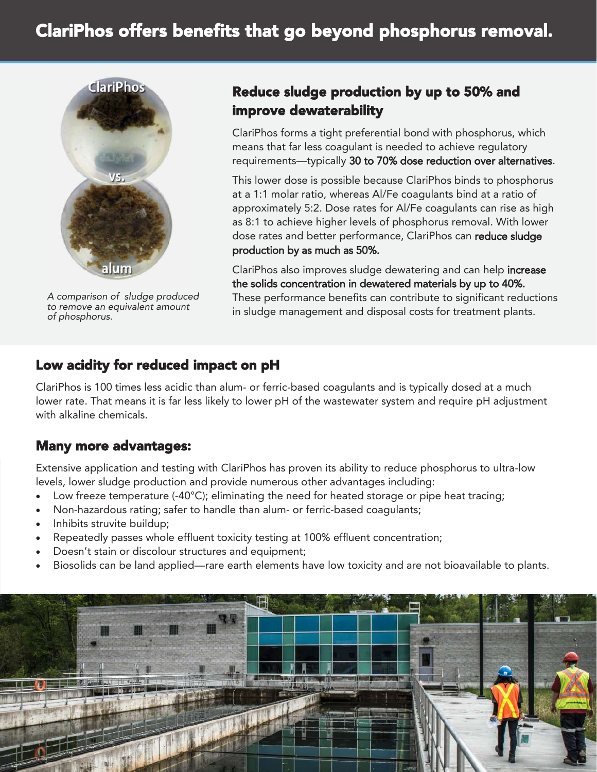# ClariPhos offers benefits that go beyond phosphorus removal.

*A comparison of sludge produced to remove an equivalent amount of phosphorus.*

## Reduce sludge production by up to 50% and improve dewaterability

ClariPhos forms a tight preferential bond with phosphorus, which means that far less coagulant is needed to achieve regulatory requirements—typically 30 to 70% dose reduction over alternatives.

This lower dose is possible because ClariPhos binds to phosphorus at a 1:1 molar ratio, whereas Al/Fe coagulants bind at a ratio of approximately 5:2. Dose rates for Al/Fe coagulants can rise as high as 8:1 to achieve higher levels of phosphorus removal. With lower dose rates and better performance, ClariPhos can reduce sludge production by as much as 50%.

ClariPhos also improves sludge dewatering and can help increase the solids concentration in dewatered materials by up to 40%. These performance benefits can contribute to significant reductions in sludge management and disposal costs for treatment plants.

## Low acidity for reduced impact on pH

ClariPhos is 100 times less acidic than alum- or ferric-based coagulants and is typically dosed at a much lower rate. That means it is far less likely to lower pH of the wastewater system and require pH adjustment with alkaline chemicals.

## Many more advantages:

Extensive application and testing with ClariPhos has proven its ability to reduce phosphorus to ultra-low levels, lower sludge production and provide numerous other advantages including:

- Low freeze temperature (-40°C); eliminating the need for heated storage or pipe heat tracing;
- Non-hazardous rating; safer to handle than alum- or ferric-based coagulants;
- Inhibits struvite buildup;
- Repeatedly passes whole effluent toxicity testing at 100% effluent concentration;
- Doesn't stain or discolour structures and equipment;
- Biosolids can be land applied—rare earth elements have low toxicity and are not bioavailable to plants.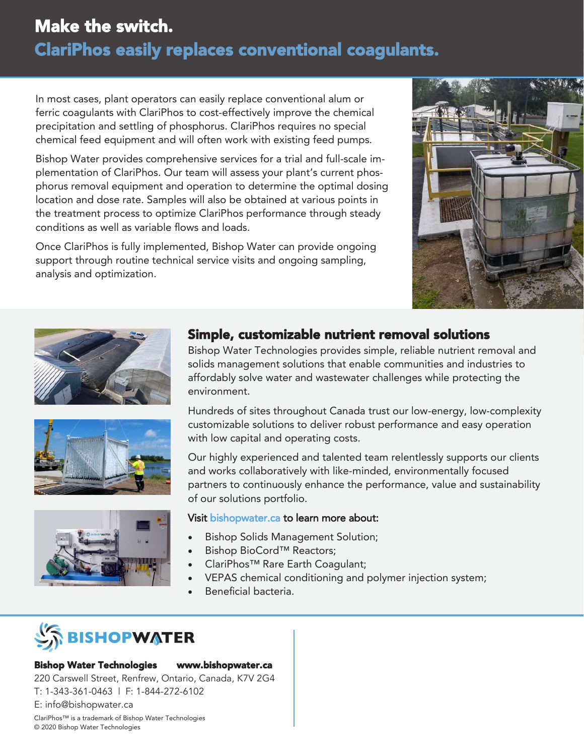# Make the switch.

## ClariPhos easily replaces conventional coagulants.

In most cases, plant operators can easily replace conventional alum or ferric coagulants with ClariPhos to cost-effectively improve the chemical precipitation and settling of phosphorus. ClariPhos requires no special chemical feed equipment and will often work with existing feed pumps.

Bishop Water provides comprehensive services for a trial and full-scale implementation of ClariPhos. Our team will assess your plant's current phosphorus removal equipment and operation to determine the optimal dosing location and dose rate. Samples will also be obtained at various points in the treatment process to optimize ClariPhos performance through steady conditions as well as variable flows and loads.

Once ClariPhos is fully implemented, Bishop Water can provide ongoing support through routine technical service visits and ongoing sampling, analysis and optimization.

## Simple, customizable nutrient removal solutions

Bishop Water Technologies provides simple, reliable nutrient removal and solids management solutions that enable communities and industries to affordably solve water and wastewater challenges while protecting the environment.

Hundreds of sites throughout Canada trust our low-energy, low-complexity customizable solutions to deliver robust performance and easy operation with low capital and operating costs.

Our highly experienced and talented team relentlessly supports our clients and works collaboratively with like-minded, environmentally focused partners to continuously enhance the performance, value and sustainability of our solutions portfolio.

Visit bishopwater.ca to learn more about:

- Bishop Solids Management Solution;
- Bishop BioCord™ Reactors;
- ClariPhos™ Rare Earth Coagulant;
- VEPAS chemical conditioning and polymer injection system;
- Beneficial bacteria.

BISHOPWATER

**Bishop Water Technologies** **www.bishopwater.ca**
220 Carswell Street, Renfrew, Ontario, Canada, K7V 2G4
T: 1-343-361-0463 | F: 1-844-272-6102
E: info@bishopwater.ca

ClariPhos™ is a trademark of Bishop Water Technologies
© 2020 Bishop Water Technologies